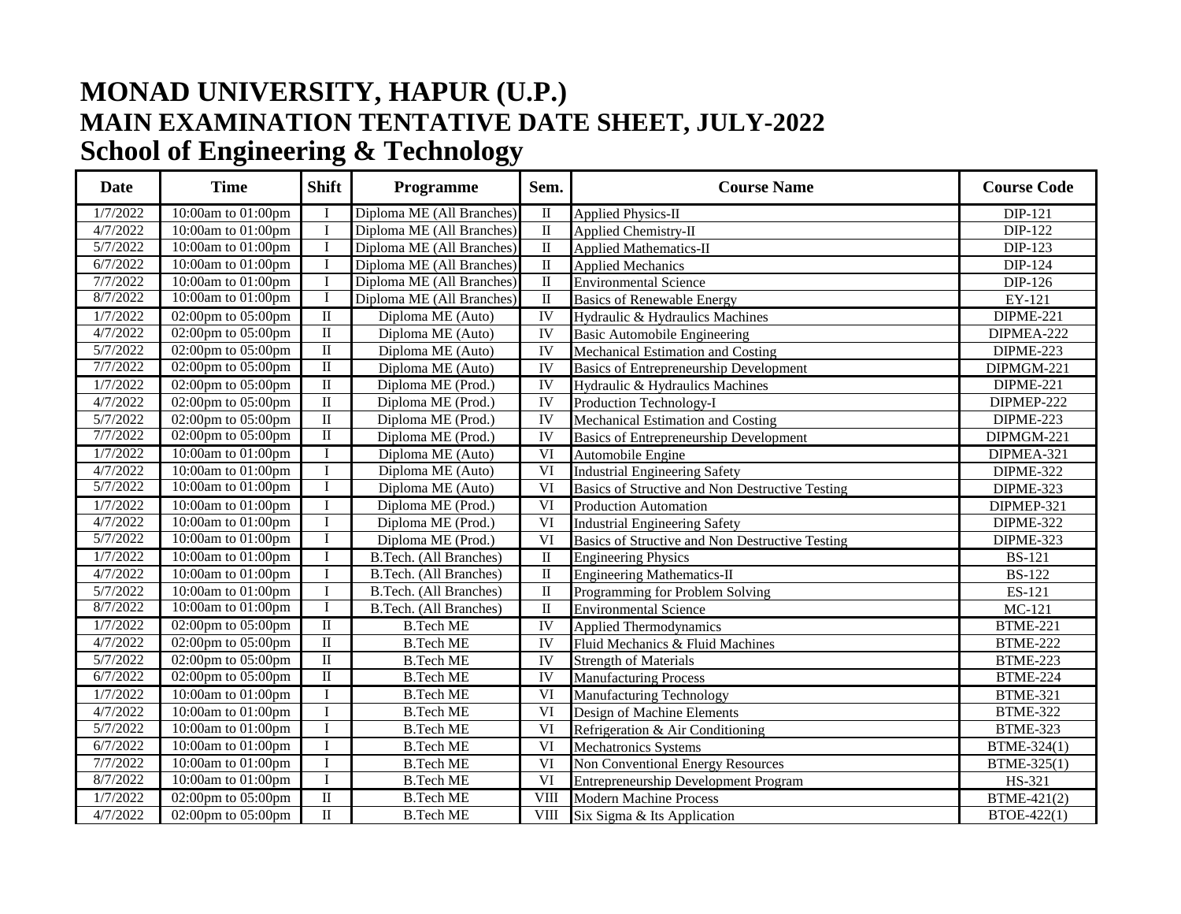# MONAD UNIVERSITY, HAPUR (U.P.)
## MAIN EXAMINATION TENTATIVE DATE SHEET, JULY-2022
## School of Engineering & Technology

| Date | Time | Shift | Programme | Sem. | Course Name | Course Code |
|---|---|---|---|---|---|---|
| 1/7/2022 | 10:00am to 01:00pm | I | Diploma ME (All Branches) | II | Applied Physics-II | DIP-121 |
| 4/7/2022 | 10:00am to 01:00pm | I | Diploma ME (All Branches) | II | Applied Chemistry-II | DIP-122 |
| 5/7/2022 | 10:00am to 01:00pm | I | Diploma ME (All Branches) | II | Applied Mathematics-II | DIP-123 |
| 6/7/2022 | 10:00am to 01:00pm | I | Diploma ME (All Branches) | II | Applied Mechanics | DIP-124 |
| 7/7/2022 | 10:00am to 01:00pm | I | Diploma ME (All Branches) | II | Environmental Science | DIP-126 |
| 8/7/2022 | 10:00am to 01:00pm | I | Diploma ME (All Branches) | II | Basics of Renewable Energy | EY-121 |
| 1/7/2022 | 02:00pm to 05:00pm | II | Diploma ME (Auto) | IV | Hydraulic & Hydraulics Machines | DIPME-221 |
| 4/7/2022 | 02:00pm to 05:00pm | II | Diploma ME (Auto) | IV | Basic Automobile Engineering | DIPMEA-222 |
| 5/7/2022 | 02:00pm to 05:00pm | II | Diploma ME (Auto) | IV | Mechanical Estimation and Costing | DIPME-223 |
| 7/7/2022 | 02:00pm to 05:00pm | II | Diploma ME (Auto) | IV | Basics of Entrepreneurship Development | DIPMGM-221 |
| 1/7/2022 | 02:00pm to 05:00pm | II | Diploma ME (Prod.) | IV | Hydraulic & Hydraulics Machines | DIPME-221 |
| 4/7/2022 | 02:00pm to 05:00pm | II | Diploma ME (Prod.) | IV | Production Technology-I | DIPMEP-222 |
| 5/7/2022 | 02:00pm to 05:00pm | II | Diploma ME (Prod.) | IV | Mechanical Estimation and Costing | DIPME-223 |
| 7/7/2022 | 02:00pm to 05:00pm | II | Diploma ME (Prod.) | IV | Basics of Entrepreneurship Development | DIPMGM-221 |
| 1/7/2022 | 10:00am to 01:00pm | I | Diploma ME (Auto) | VI | Automobile Engine | DIPMEA-321 |
| 4/7/2022 | 10:00am to 01:00pm | I | Diploma ME (Auto) | VI | Industrial Engineering Safety | DIPME-322 |
| 5/7/2022 | 10:00am to 01:00pm | I | Diploma ME (Auto) | VI | Basics of Structive and Non Destructive Testing | DIPME-323 |
| 1/7/2022 | 10:00am to 01:00pm | I | Diploma ME (Prod.) | VI | Production Automation | DIPMEP-321 |
| 4/7/2022 | 10:00am to 01:00pm | I | Diploma ME (Prod.) | VI | Industrial Engineering Safety | DIPME-322 |
| 5/7/2022 | 10:00am to 01:00pm | I | Diploma ME (Prod.) | VI | Basics of Structive and Non Destructive Testing | DIPME-323 |
| 1/7/2022 | 10:00am to 01:00pm | I | B.Tech. (All Branches) | II | Engineering Physics | BS-121 |
| 4/7/2022 | 10:00am to 01:00pm | I | B.Tech. (All Branches) | II | Engineering Mathematics-II | BS-122 |
| 5/7/2022 | 10:00am to 01:00pm | I | B.Tech. (All Branches) | II | Programming for Problem Solving | ES-121 |
| 8/7/2022 | 10:00am to 01:00pm | I | B.Tech. (All Branches) | II | Environmental Science | MC-121 |
| 1/7/2022 | 02:00pm to 05:00pm | II | B.Tech ME | IV | Applied Thermodynamics | BTME-221 |
| 4/7/2022 | 02:00pm to 05:00pm | II | B.Tech ME | IV | Fluid Mechanics & Fluid Machines | BTME-222 |
| 5/7/2022 | 02:00pm to 05:00pm | II | B.Tech ME | IV | Strength of Materials | BTME-223 |
| 6/7/2022 | 02:00pm to 05:00pm | II | B.Tech ME | IV | Manufacturing Process | BTME-224 |
| 1/7/2022 | 10:00am to 01:00pm | I | B.Tech ME | VI | Manufacturing Technology | BTME-321 |
| 4/7/2022 | 10:00am to 01:00pm | I | B.Tech ME | VI | Design of Machine Elements | BTME-322 |
| 5/7/2022 | 10:00am to 01:00pm | I | B.Tech ME | VI | Refrigeration & Air Conditioning | BTME-323 |
| 6/7/2022 | 10:00am to 01:00pm | I | B.Tech ME | VI | Mechatronics Systems | BTME-324(1) |
| 7/7/2022 | 10:00am to 01:00pm | I | B.Tech ME | VI | Non Conventional Energy Resources | BTME-325(1) |
| 8/7/2022 | 10:00am to 01:00pm | I | B.Tech ME | VI | Entrepreneurship Development Program | HS-321 |
| 1/7/2022 | 02:00pm to 05:00pm | II | B.Tech ME | VIII | Modern Machine Process | BTME-421(2) |
| 4/7/2022 | 02:00pm to 05:00pm | II | B.Tech ME | VIII | Six Sigma & Its Application | BTOE-422(1) |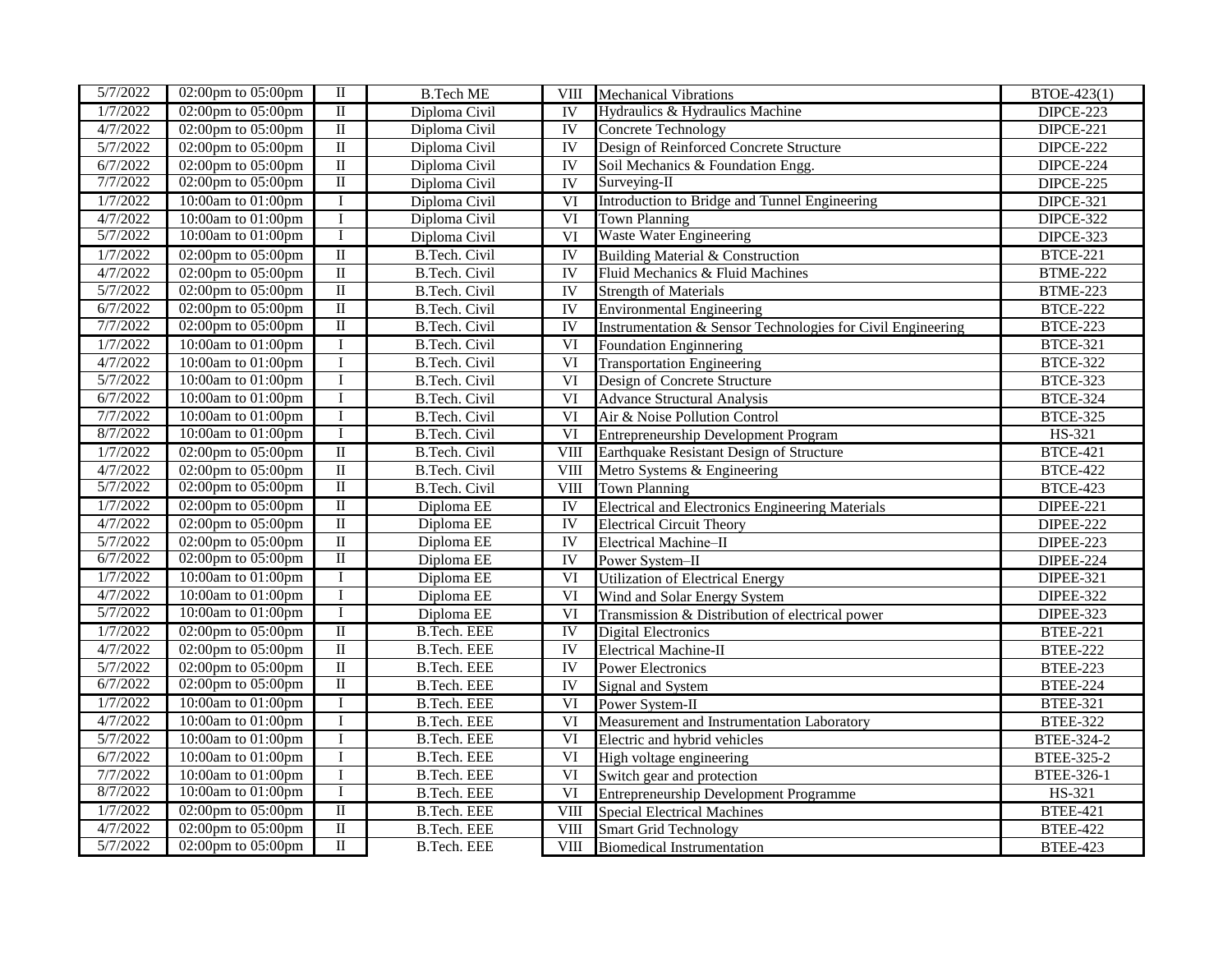| | | | | | | |
|---|---|---|---|---|---|---|
| 5/7/2022 | 02:00pm to 05:00pm | II | B.Tech ME | VIII | Mechanical Vibrations | BTOE-423(1) |
| 1/7/2022 | 02:00pm to 05:00pm | II | Diploma Civil | IV | Hydraulics & Hydraulics Machine | DIPCE-223 |
| 4/7/2022 | 02:00pm to 05:00pm | II | Diploma Civil | IV | Concrete Technology | DIPCE-221 |
| 5/7/2022 | 02:00pm to 05:00pm | II | Diploma Civil | IV | Design of Reinforced Concrete Structure | DIPCE-222 |
| 6/7/2022 | 02:00pm to 05:00pm | II | Diploma Civil | IV | Soil Mechanics & Foundation Engg. | DIPCE-224 |
| 7/7/2022 | 02:00pm to 05:00pm | II | Diploma Civil | IV | Surveying-II | DIPCE-225 |
| 1/7/2022 | 10:00am to 01:00pm | I | Diploma Civil | VI | Introduction to Bridge and Tunnel Engineering | DIPCE-321 |
| 4/7/2022 | 10:00am to 01:00pm | I | Diploma Civil | VI | Town Planning | DIPCE-322 |
| 5/7/2022 | 10:00am to 01:00pm | I | Diploma Civil | VI | Waste Water Engineering | DIPCE-323 |
| 1/7/2022 | 02:00pm to 05:00pm | II | B.Tech. Civil | IV | Building Material & Construction | BTCE-221 |
| 4/7/2022 | 02:00pm to 05:00pm | II | B.Tech. Civil | IV | Fluid Mechanics & Fluid Machines | BTME-222 |
| 5/7/2022 | 02:00pm to 05:00pm | II | B.Tech. Civil | IV | Strength of Materials | BTME-223 |
| 6/7/2022 | 02:00pm to 05:00pm | II | B.Tech. Civil | IV | Environmental Engineering | BTCE-222 |
| 7/7/2022 | 02:00pm to 05:00pm | II | B.Tech. Civil | IV | Instrumentation & Sensor Technologies for Civil Engineering | BTCE-223 |
| 1/7/2022 | 10:00am to 01:00pm | I | B.Tech. Civil | VI | Foundation Enginnering | BTCE-321 |
| 4/7/2022 | 10:00am to 01:00pm | I | B.Tech. Civil | VI | Transportation Engineering | BTCE-322 |
| 5/7/2022 | 10:00am to 01:00pm | I | B.Tech. Civil | VI | Design of Concrete Structure | BTCE-323 |
| 6/7/2022 | 10:00am to 01:00pm | I | B.Tech. Civil | VI | Advance Structural Analysis | BTCE-324 |
| 7/7/2022 | 10:00am to 01:00pm | I | B.Tech. Civil | VI | Air & Noise Pollution Control | BTCE-325 |
| 8/7/2022 | 10:00am to 01:00pm | I | B.Tech. Civil | VI | Entrepreneurship Development Program | HS-321 |
| 1/7/2022 | 02:00pm to 05:00pm | II | B.Tech. Civil | VIII | Earthquake Resistant Design of Structure | BTCE-421 |
| 4/7/2022 | 02:00pm to 05:00pm | II | B.Tech. Civil | VIII | Metro Systems & Engineering | BTCE-422 |
| 5/7/2022 | 02:00pm to 05:00pm | II | B.Tech. Civil | VIII | Town Planning | BTCE-423 |
| 1/7/2022 | 02:00pm to 05:00pm | II | Diploma EE | IV | Electrical and Electronics Engineering Materials | DIPEE-221 |
| 4/7/2022 | 02:00pm to 05:00pm | II | Diploma EE | IV | Electrical Circuit Theory | DIPEE-222 |
| 5/7/2022 | 02:00pm to 05:00pm | II | Diploma EE | IV | Electrical Machine–II | DIPEE-223 |
| 6/7/2022 | 02:00pm to 05:00pm | II | Diploma EE | IV | Power System–II | DIPEE-224 |
| 1/7/2022 | 10:00am to 01:00pm | I | Diploma EE | VI | Utilization of Electrical Energy | DIPEE-321 |
| 4/7/2022 | 10:00am to 01:00pm | I | Diploma EE | VI | Wind and Solar Energy System | DIPEE-322 |
| 5/7/2022 | 10:00am to 01:00pm | I | Diploma EE | VI | Transmission & Distribution of electrical power | DIPEE-323 |
| 1/7/2022 | 02:00pm to 05:00pm | II | B.Tech. EEE | IV | Digital Electronics | BTEE-221 |
| 4/7/2022 | 02:00pm to 05:00pm | II | B.Tech. EEE | IV | Electrical Machine-II | BTEE-222 |
| 5/7/2022 | 02:00pm to 05:00pm | II | B.Tech. EEE | IV | Power Electronics | BTEE-223 |
| 6/7/2022 | 02:00pm to 05:00pm | II | B.Tech. EEE | IV | Signal and System | BTEE-224 |
| 1/7/2022 | 10:00am to 01:00pm | I | B.Tech. EEE | VI | Power System-II | BTEE-321 |
| 4/7/2022 | 10:00am to 01:00pm | I | B.Tech. EEE | VI | Measurement and Instrumentation Laboratory | BTEE-322 |
| 5/7/2022 | 10:00am to 01:00pm | I | B.Tech. EEE | VI | Electric and hybrid vehicles | BTEE-324-2 |
| 6/7/2022 | 10:00am to 01:00pm | I | B.Tech. EEE | VI | High voltage engineering | BTEE-325-2 |
| 7/7/2022 | 10:00am to 01:00pm | I | B.Tech. EEE | VI | Switch gear and protection | BTEE-326-1 |
| 8/7/2022 | 10:00am to 01:00pm | I | B.Tech. EEE | VI | Entrepreneurship Development Programme | HS-321 |
| 1/7/2022 | 02:00pm to 05:00pm | II | B.Tech. EEE | VIII | Special Electrical Machines | BTEE-421 |
| 4/7/2022 | 02:00pm to 05:00pm | II | B.Tech. EEE | VIII | Smart Grid Technology | BTEE-422 |
| 5/7/2022 | 02:00pm to 05:00pm | II | B.Tech. EEE | VIII | Biomedical Instrumentation | BTEE-423 |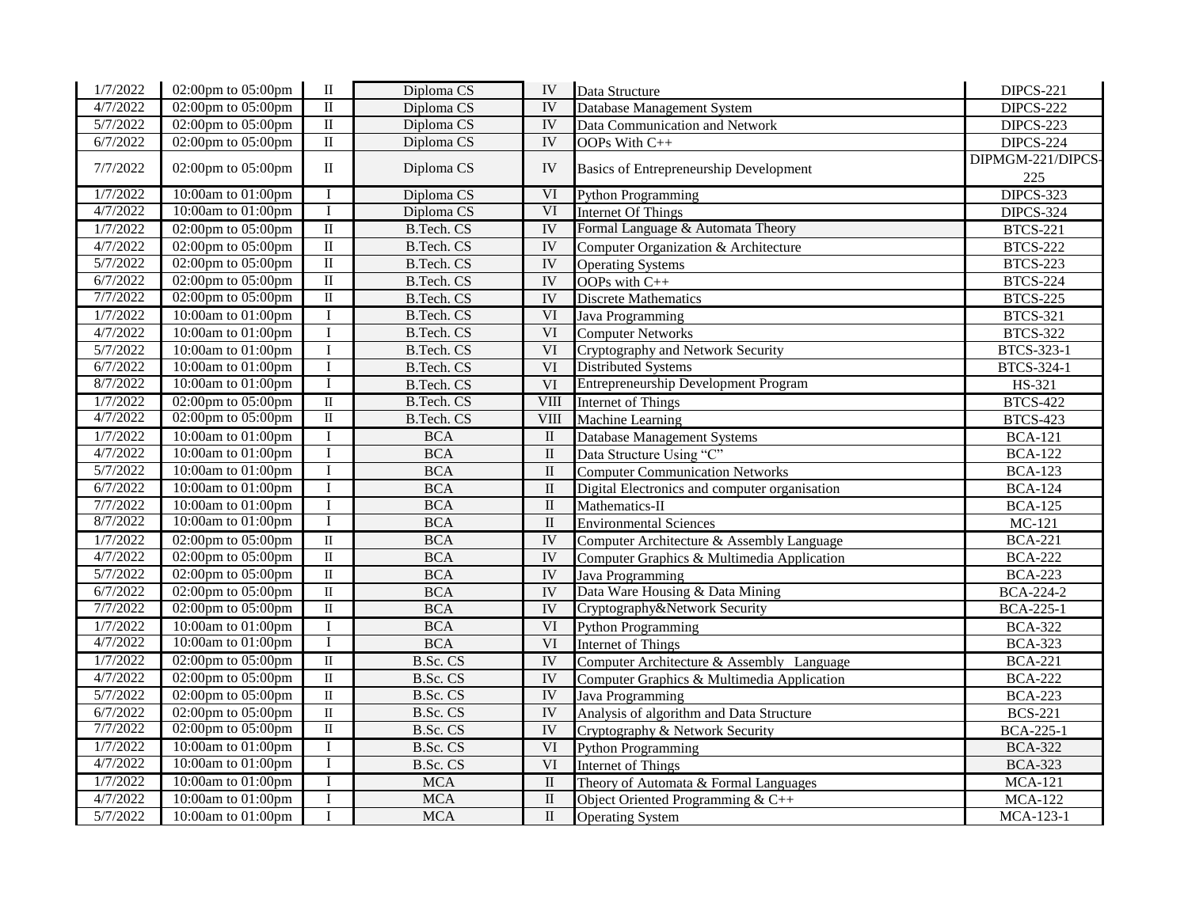| | | | | | | |
|---|---|---|---|---|---|---|
| 1/7/2022 | 02:00pm to 05:00pm | II | Diploma CS | IV | Data Structure | DIPCS-221 |
| 4/7/2022 | 02:00pm to 05:00pm | II | Diploma CS | IV | Database Management System | DIPCS-222 |
| 5/7/2022 | 02:00pm to 05:00pm | II | Diploma CS | IV | Data Communication and Network | DIPCS-223 |
| 6/7/2022 | 02:00pm to 05:00pm | II | Diploma CS | IV | OOPs With C++ | DIPCS-224 |
| 7/7/2022 | 02:00pm to 05:00pm | II | Diploma CS | IV | Basics of Entrepreneurship Development | DIPMGM-221/DIPCS-225 |
| 1/7/2022 | 10:00am to 01:00pm | I | Diploma CS | VI | Python Programming | DIPCS-323 |
| 4/7/2022 | 10:00am to 01:00pm | I | Diploma CS | VI | Internet Of Things | DIPCS-324 |
| 1/7/2022 | 02:00pm to 05:00pm | II | B.Tech. CS | IV | Formal Language & Automata Theory | BTCS-221 |
| 4/7/2022 | 02:00pm to 05:00pm | II | B.Tech. CS | IV | Computer Organization & Architecture | BTCS-222 |
| 5/7/2022 | 02:00pm to 05:00pm | II | B.Tech. CS | IV | Operating Systems | BTCS-223 |
| 6/7/2022 | 02:00pm to 05:00pm | II | B.Tech. CS | IV | OOPs with C++ | BTCS-224 |
| 7/7/2022 | 02:00pm to 05:00pm | II | B.Tech. CS | IV | Discrete Mathematics | BTCS-225 |
| 1/7/2022 | 10:00am to 01:00pm | I | B.Tech. CS | VI | Java Programming | BTCS-321 |
| 4/7/2022 | 10:00am to 01:00pm | I | B.Tech. CS | VI | Computer Networks | BTCS-322 |
| 5/7/2022 | 10:00am to 01:00pm | I | B.Tech. CS | VI | Cryptography and Network Security | BTCS-323-1 |
| 6/7/2022 | 10:00am to 01:00pm | I | B.Tech. CS | VI | Distributed Systems | BTCS-324-1 |
| 8/7/2022 | 10:00am to 01:00pm | I | B.Tech. CS | VI | Entrepreneurship Development Program | HS-321 |
| 1/7/2022 | 02:00pm to 05:00pm | II | B.Tech. CS | VIII | Internet of Things | BTCS-422 |
| 4/7/2022 | 02:00pm to 05:00pm | II | B.Tech. CS | VIII | Machine Learning | BTCS-423 |
| 1/7/2022 | 10:00am to 01:00pm | I | BCA | II | Database Management Systems | BCA-121 |
| 4/7/2022 | 10:00am to 01:00pm | I | BCA | II | Data Structure Using "C" | BCA-122 |
| 5/7/2022 | 10:00am to 01:00pm | I | BCA | II | Computer Communication Networks | BCA-123 |
| 6/7/2022 | 10:00am to 01:00pm | I | BCA | II | Digital Electronics and computer organisation | BCA-124 |
| 7/7/2022 | 10:00am to 01:00pm | I | BCA | II | Mathematics-II | BCA-125 |
| 8/7/2022 | 10:00am to 01:00pm | I | BCA | II | Environmental Sciences | MC-121 |
| 1/7/2022 | 02:00pm to 05:00pm | II | BCA | IV | Computer Architecture & Assembly Language | BCA-221 |
| 4/7/2022 | 02:00pm to 05:00pm | II | BCA | IV | Computer Graphics & Multimedia Application | BCA-222 |
| 5/7/2022 | 02:00pm to 05:00pm | II | BCA | IV | Java Programming | BCA-223 |
| 6/7/2022 | 02:00pm to 05:00pm | II | BCA | IV | Data Ware Housing & Data Mining | BCA-224-2 |
| 7/7/2022 | 02:00pm to 05:00pm | II | BCA | IV | Cryptography&Network Security | BCA-225-1 |
| 1/7/2022 | 10:00am to 01:00pm | I | BCA | VI | Python Programming | BCA-322 |
| 4/7/2022 | 10:00am to 01:00pm | I | BCA | VI | Internet of Things | BCA-323 |
| 1/7/2022 | 02:00pm to 05:00pm | II | B.Sc. CS | IV | Computer Architecture & Assembly Language | BCA-221 |
| 4/7/2022 | 02:00pm to 05:00pm | II | B.Sc. CS | IV | Computer Graphics & Multimedia Application | BCA-222 |
| 5/7/2022 | 02:00pm to 05:00pm | II | B.Sc. CS | IV | Java Programming | BCA-223 |
| 6/7/2022 | 02:00pm to 05:00pm | II | B.Sc. CS | IV | Analysis of algorithm and Data Structure | BCS-221 |
| 7/7/2022 | 02:00pm to 05:00pm | II | B.Sc. CS | IV | Cryptography & Network Security | BCA-225-1 |
| 1/7/2022 | 10:00am to 01:00pm | I | B.Sc. CS | VI | Python Programming | BCA-322 |
| 4/7/2022 | 10:00am to 01:00pm | I | B.Sc. CS | VI | Internet of Things | BCA-323 |
| 1/7/2022 | 10:00am to 01:00pm | I | MCA | II | Theory of Automata & Formal Languages | MCA-121 |
| 4/7/2022 | 10:00am to 01:00pm | I | MCA | II | Object Oriented Programming & C++ | MCA-122 |
| 5/7/2022 | 10:00am to 01:00pm | I | MCA | II | Operating System | MCA-123-1 |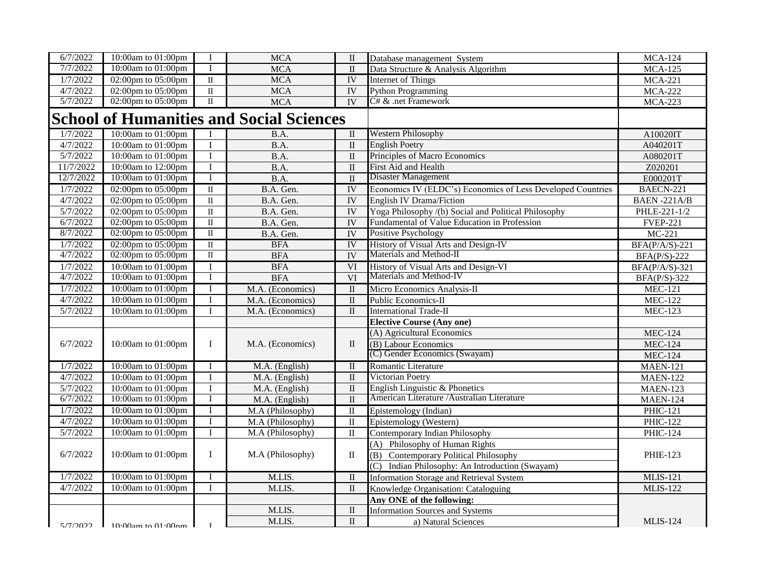| | | | | | | |
|---|---|---|---|---|---|---|
| 6/7/2022 | 10:00am to 01:00pm | I | MCA | II | Database management System | MCA-124 |
| 7/7/2022 | 10:00am to 01:00pm | I | MCA | II | Data Structure & Analysis Algorithm | MCA-125 |
| 1/7/2022 | 02:00pm to 05:00pm | II | MCA | IV | Internet of Things | MCA-221 |
| 4/7/2022 | 02:00pm to 05:00pm | II | MCA | IV | Python Programming | MCA-222 |
| 5/7/2022 | 02:00pm to 05:00pm | II | MCA | IV | C# & .net Framework | MCA-223 |
| **School of Humanities and Social Sciences** | | | | | | |
| 1/7/2022 | 10:00am to 01:00pm | I | B.A. | II | Western Philosophy | A10020IT |
| 4/7/2022 | 10:00am to 01:00pm | I | B.A. | II | English Poetry | A040201T |
| 5/7/2022 | 10:00am to 01:00pm | I | B.A. | II | Principles of Macro Economics | A080201T |
| 11/7/2022 | 10:00am to 12:00pm | I | B.A. | II | First Aid and Health | Z020201 |
| 12/7/2022 | 10:00am to 01:00pm | I | B.A. | II | Disaster Management | E000201T |
| 1/7/2022 | 02:00pm to 05:00pm | II | B.A. Gen. | IV | Economics IV (ELDC's) Economics of Less Developed Countries | BAECN-221 |
| 4/7/2022 | 02:00pm to 05:00pm | II | B.A. Gen. | IV | English IV Drama/Fiction | BAEN -221A/B |
| 5/7/2022 | 02:00pm to 05:00pm | II | B.A. Gen. | IV | Yoga Philosophy /(b) Social and Political Philosophy | PHLE-221-1/2 |
| 6/7/2022 | 02:00pm to 05:00pm | II | B.A. Gen. | IV | Fundamental of Value Education in Profession | FVEP-221 |
| 8/7/2022 | 02:00pm to 05:00pm | II | B.A. Gen. | IV | Positive Psychology | MC-221 |
| 1/7/2022 | 02:00pm to 05:00pm | II | BFA | IV | History of Visual Arts and Design-IV | BFA(P/A/S)-221 |
| 4/7/2022 | 02:00pm to 05:00pm | II | BFA | IV | Materials and Method-II | BFA(P/S)-222 |
| 1/7/2022 | 10:00am to 01:00pm | I | BFA | VI | History of Visual Arts and Design-VI | BFA(P/A/S)-321 |
| 4/7/2022 | 10:00am to 01:00pm | I | BFA | VI | Materials and Method-IV | BFA(P/S)-322 |
| 1/7/2022 | 10:00am to 01:00pm | I | M.A. (Economics) | II | Micro Economics Analysis-II | MEC-121 |
| 4/7/2022 | 10:00am to 01:00pm | I | M.A. (Economics) | II | Public Economics-II | MEC-122 |
| 5/7/2022 | 10:00am to 01:00pm | I | M.A. (Economics) | II | International Trade-II | MEC-123 |
| | | | | | **Elective Course (Any one)** | |
| 6/7/2022 | 10:00am to 01:00pm | I | M.A. (Economics) | II | (A) Agricultural Economics | MEC-124 |
| | | | | | (B) Labour Economics | MEC-124 |
| | | | | | (C) Gender Economics (Swayam) | MEC-124 |
| 1/7/2022 | 10:00am to 01:00pm | I | M.A. (English) | II | Romantic Literature | MAEN-121 |
| 4/7/2022 | 10:00am to 01:00pm | I | M.A. (English) | II | Victorian Poetry | MAEN-122 |
| 5/7/2022 | 10:00am to 01:00pm | I | M.A. (English) | II | English Linguistic & Phonetics | MAEN-123 |
| 6/7/2022 | 10:00am to 01:00pm | I | M.A. (English) | II | American Literature /Australian Literature | MAEN-124 |
| 1/7/2022 | 10:00am to 01:00pm | I | M.A (Philosophy) | II | Epistemology (Indian) | PHIC-121 |
| 4/7/2022 | 10:00am to 01:00pm | I | M.A (Philosophy) | II | Epistemology (Western) | PHIC-122 |
| 5/7/2022 | 10:00am to 01:00pm | I | M.A (Philosophy) | II | Contemporary Indian Philosophy | PHIC-124 |
| 6/7/2022 | 10:00am to 01:00pm | I | M.A (Philosophy) | II | (A) Philosophy of Human Rights | PHIE-123 |
| | | | | | (B) Contemporary Political Philosophy | |
| | | | | | (C) Indian Philosophy: An Introduction (Swayam) | |
| 1/7/2022 | 10:00am to 01:00pm | I | M.LIS. | II | Information Storage and Retrieval System | MLIS-121 |
| 4/7/2022 | 10:00am to 01:00pm | I | M.LIS. | II | Knowledge Organisation: Cataloguing | MLIS-122 |
| | | | | | **Any ONE of the following:** | |
| 5/7/2022 | 10:00am to 01:00pm | I | M.LIS. | II | Information Sources and Systems | MLIS-124 |
| | | | M.LIS. | II | a) Natural Sciences | |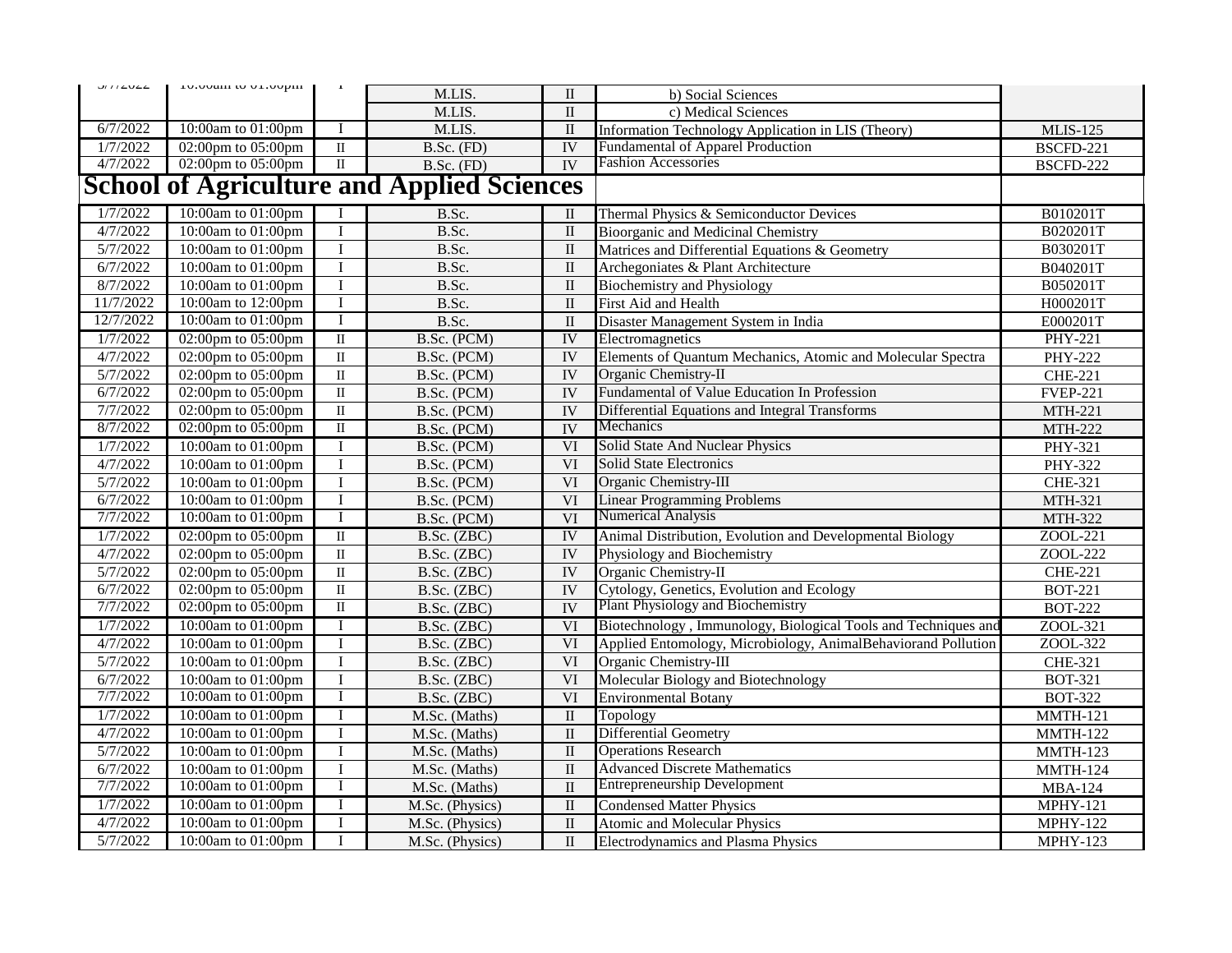| | | | | | | |
|---|---|---|---|---|---|---|
| 5/7/2022 | 10:00am to 01:00pm | I | M.LIS. | II | b) Social Sciences | |
| | | | M.LIS. | II | c) Medical Sciences | |
| 6/7/2022 | 10:00am to 01:00pm | I | M.LIS. | II | Information Technology Application in LIS (Theory) | MLIS-125 |
| 1/7/2022 | 02:00pm to 05:00pm | II | B.Sc. (FD) | IV | Fundamental of Apparel Production | BSCFD-221 |
| 4/7/2022 | 02:00pm to 05:00pm | II | B.Sc. (FD) | IV | Fashion Accessories | BSCFD-222 |
| **School of Agriculture and Applied Sciences** | | | | | | |
| 1/7/2022 | 10:00am to 01:00pm | I | B.Sc. | II | Thermal Physics & Semiconductor Devices | B010201T |
| 4/7/2022 | 10:00am to 01:00pm | I | B.Sc. | II | Bioorganic and Medicinal Chemistry | B020201T |
| 5/7/2022 | 10:00am to 01:00pm | I | B.Sc. | II | Matrices and Differential Equations & Geometry | B030201T |
| 6/7/2022 | 10:00am to 01:00pm | I | B.Sc. | II | Archegoniates & Plant Architecture | B040201T |
| 8/7/2022 | 10:00am to 01:00pm | I | B.Sc. | II | Biochemistry and Physiology | B050201T |
| 11/7/2022 | 10:00am to 12:00pm | I | B.Sc. | II | First Aid and Health | H000201T |
| 12/7/2022 | 10:00am to 01:00pm | I | B.Sc. | II | Disaster Management System in India | E000201T |
| 1/7/2022 | 02:00pm to 05:00pm | II | B.Sc. (PCM) | IV | Electromagnetics | PHY-221 |
| 4/7/2022 | 02:00pm to 05:00pm | II | B.Sc. (PCM) | IV | Elements of Quantum Mechanics, Atomic and Molecular Spectra | PHY-222 |
| 5/7/2022 | 02:00pm to 05:00pm | II | B.Sc. (PCM) | IV | Organic Chemistry-II | CHE-221 |
| 6/7/2022 | 02:00pm to 05:00pm | II | B.Sc. (PCM) | IV | Fundamental of Value Education In Profession | FVEP-221 |
| 7/7/2022 | 02:00pm to 05:00pm | II | B.Sc. (PCM) | IV | Differential Equations and Integral Transforms | MTH-221 |
| 8/7/2022 | 02:00pm to 05:00pm | II | B.Sc. (PCM) | IV | Mechanics | MTH-222 |
| 1/7/2022 | 10:00am to 01:00pm | I | B.Sc. (PCM) | VI | Solid State And Nuclear Physics | PHY-321 |
| 4/7/2022 | 10:00am to 01:00pm | I | B.Sc. (PCM) | VI | Solid State Electronics | PHY-322 |
| 5/7/2022 | 10:00am to 01:00pm | I | B.Sc. (PCM) | VI | Organic Chemistry-III | CHE-321 |
| 6/7/2022 | 10:00am to 01:00pm | I | B.Sc. (PCM) | VI | Linear Programming Problems | MTH-321 |
| 7/7/2022 | 10:00am to 01:00pm | I | B.Sc. (PCM) | VI | Numerical Analysis | MTH-322 |
| 1/7/2022 | 02:00pm to 05:00pm | II | B.Sc. (ZBC) | IV | Animal Distribution, Evolution and Developmental Biology | ZOOL-221 |
| 4/7/2022 | 02:00pm to 05:00pm | II | B.Sc. (ZBC) | IV | Physiology and Biochemistry | ZOOL-222 |
| 5/7/2022 | 02:00pm to 05:00pm | II | B.Sc. (ZBC) | IV | Organic Chemistry-II | CHE-221 |
| 6/7/2022 | 02:00pm to 05:00pm | II | B.Sc. (ZBC) | IV | Cytology, Genetics, Evolution and Ecology | BOT-221 |
| 7/7/2022 | 02:00pm to 05:00pm | II | B.Sc. (ZBC) | IV | Plant Physiology and Biochemistry | BOT-222 |
| 1/7/2022 | 10:00am to 01:00pm | I | B.Sc. (ZBC) | VI | Biotechnology , Immunology, Biological Tools and Techniques and | ZOOL-321 |
| 4/7/2022 | 10:00am to 01:00pm | I | B.Sc. (ZBC) | VI | Applied Entomology, Microbiology, AnimalBehaviorand Pollution | ZOOL-322 |
| 5/7/2022 | 10:00am to 01:00pm | I | B.Sc. (ZBC) | VI | Organic Chemistry-III | CHE-321 |
| 6/7/2022 | 10:00am to 01:00pm | I | B.Sc. (ZBC) | VI | Molecular Biology and Biotechnology | BOT-321 |
| 7/7/2022 | 10:00am to 01:00pm | I | B.Sc. (ZBC) | VI | Environmental Botany | BOT-322 |
| 1/7/2022 | 10:00am to 01:00pm | I | M.Sc. (Maths) | II | Topology | MMTH-121 |
| 4/7/2022 | 10:00am to 01:00pm | I | M.Sc. (Maths) | II | Differential Geometry | MMTH-122 |
| 5/7/2022 | 10:00am to 01:00pm | I | M.Sc. (Maths) | II | Operations Research | MMTH-123 |
| 6/7/2022 | 10:00am to 01:00pm | I | M.Sc. (Maths) | II | Advanced Discrete Mathematics | MMTH-124 |
| 7/7/2022 | 10:00am to 01:00pm | I | M.Sc. (Maths) | II | Entrepreneurship Development | MBA-124 |
| 1/7/2022 | 10:00am to 01:00pm | I | M.Sc. (Physics) | II | Condensed Matter Physics | MPHY-121 |
| 4/7/2022 | 10:00am to 01:00pm | I | M.Sc. (Physics) | II | Atomic and Molecular Physics | MPHY-122 |
| 5/7/2022 | 10:00am to 01:00pm | I | M.Sc. (Physics) | II | Electrodynamics and Plasma Physics | MPHY-123 |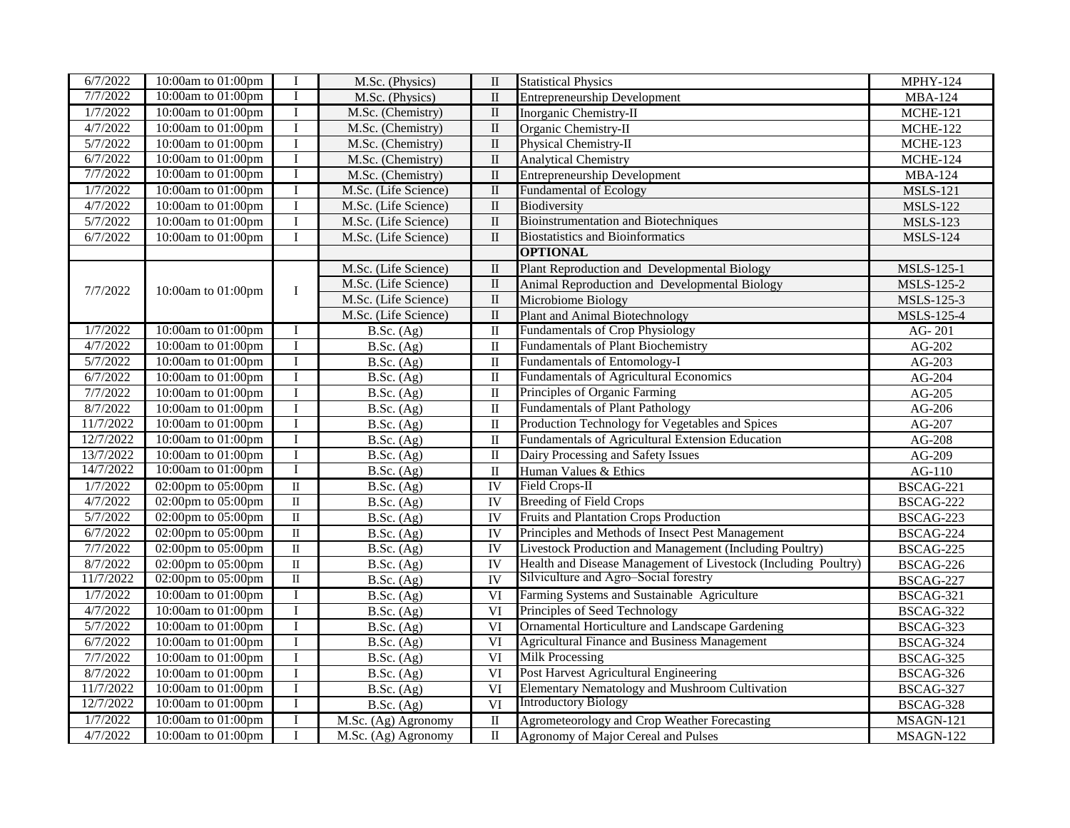| 6/7/2022 | 10:00am to 01:00pm | I | M.Sc. (Physics) | II | Statistical Physics | MPHY-124 |
|---|---|---|---|---|---|---|
| 7/7/2022 | 10:00am to 01:00pm | I | M.Sc. (Physics) | II | Entrepreneurship Development | MBA-124 |
| 1/7/2022 | 10:00am to 01:00pm | I | M.Sc. (Chemistry) | II | Inorganic Chemistry-II | MCHE-121 |
| 4/7/2022 | 10:00am to 01:00pm | I | M.Sc. (Chemistry) | II | Organic Chemistry-II | MCHE-122 |
| 5/7/2022 | 10:00am to 01:00pm | I | M.Sc. (Chemistry) | II | Physical Chemistry-II | MCHE-123 |
| 6/7/2022 | 10:00am to 01:00pm | I | M.Sc. (Chemistry) | II | Analytical Chemistry | MCHE-124 |
| 7/7/2022 | 10:00am to 01:00pm | I | M.Sc. (Chemistry) | II | Entrepreneurship Development | MBA-124 |
| 1/7/2022 | 10:00am to 01:00pm | I | M.Sc. (Life Science) | II | Fundamental of Ecology | MSLS-121 |
| 4/7/2022 | 10:00am to 01:00pm | I | M.Sc. (Life Science) | II | Biodiversity | MSLS-122 |
| 5/7/2022 | 10:00am to 01:00pm | I | M.Sc. (Life Science) | II | Bioinstrumentation and Biotechniques | MSLS-123 |
| 6/7/2022 | 10:00am to 01:00pm | I | M.Sc. (Life Science) | II | Biostatistics and Bioinformatics | MSLS-124 |
| | | | | | **OPTIONAL** | |
| 7/7/2022 | 10:00am to 01:00pm | I | M.Sc. (Life Science) | II | Plant Reproduction and Developmental Biology | MSLS-125-1 |
| | | | M.Sc. (Life Science) | II | Animal Reproduction and Developmental Biology | MSLS-125-2 |
| | | | M.Sc. (Life Science) | II | Microbiome Biology | MSLS-125-3 |
| | | | M.Sc. (Life Science) | II | Plant and Animal Biotechnology | MSLS-125-4 |
| 1/7/2022 | 10:00am to 01:00pm | I | B.Sc. (Ag) | II | Fundamentals of Crop Physiology | AG- 201 |
| 4/7/2022 | 10:00am to 01:00pm | I | B.Sc. (Ag) | II | Fundamentals of Plant Biochemistry | AG-202 |
| 5/7/2022 | 10:00am to 01:00pm | I | B.Sc. (Ag) | II | Fundamentals of Entomology-I | AG-203 |
| 6/7/2022 | 10:00am to 01:00pm | I | B.Sc. (Ag) | II | Fundamentals of Agricultural Economics | AG-204 |
| 7/7/2022 | 10:00am to 01:00pm | I | B.Sc. (Ag) | II | Principles of Organic Farming | AG-205 |
| 8/7/2022 | 10:00am to 01:00pm | I | B.Sc. (Ag) | II | Fundamentals of Plant Pathology | AG-206 |
| 11/7/2022 | 10:00am to 01:00pm | I | B.Sc. (Ag) | II | Production Technology for Vegetables and Spices | AG-207 |
| 12/7/2022 | 10:00am to 01:00pm | I | B.Sc. (Ag) | II | Fundamentals of Agricultural Extension Education | AG-208 |
| 13/7/2022 | 10:00am to 01:00pm | I | B.Sc. (Ag) | II | Dairy Processing and Safety Issues | AG-209 |
| 14/7/2022 | 10:00am to 01:00pm | I | B.Sc. (Ag) | II | Human Values & Ethics | AG-110 |
| 1/7/2022 | 02:00pm to 05:00pm | II | B.Sc. (Ag) | IV | Field Crops-II | BSCAG-221 |
| 4/7/2022 | 02:00pm to 05:00pm | II | B.Sc. (Ag) | IV | Breeding of Field Crops | BSCAG-222 |
| 5/7/2022 | 02:00pm to 05:00pm | II | B.Sc. (Ag) | IV | Fruits and Plantation Crops Production | BSCAG-223 |
| 6/7/2022 | 02:00pm to 05:00pm | II | B.Sc. (Ag) | IV | Principles and Methods of Insect Pest Management | BSCAG-224 |
| 7/7/2022 | 02:00pm to 05:00pm | II | B.Sc. (Ag) | IV | Livestock Production and Management (Including Poultry) | BSCAG-225 |
| 8/7/2022 | 02:00pm to 05:00pm | II | B.Sc. (Ag) | IV | Health and Disease Management of Livestock (Including Poultry) | BSCAG-226 |
| 11/7/2022 | 02:00pm to 05:00pm | II | B.Sc. (Ag) | IV | Silviculture and Agro–Social forestry | BSCAG-227 |
| 1/7/2022 | 10:00am to 01:00pm | I | B.Sc. (Ag) | VI | Farming Systems and Sustainable Agriculture | BSCAG-321 |
| 4/7/2022 | 10:00am to 01:00pm | I | B.Sc. (Ag) | VI | Principles of Seed Technology | BSCAG-322 |
| 5/7/2022 | 10:00am to 01:00pm | I | B.Sc. (Ag) | VI | Ornamental Horticulture and Landscape Gardening | BSCAG-323 |
| 6/7/2022 | 10:00am to 01:00pm | I | B.Sc. (Ag) | VI | Agricultural Finance and Business Management | BSCAG-324 |
| 7/7/2022 | 10:00am to 01:00pm | I | B.Sc. (Ag) | VI | Milk Processing | BSCAG-325 |
| 8/7/2022 | 10:00am to 01:00pm | I | B.Sc. (Ag) | VI | Post Harvest Agricultural Engineering | BSCAG-326 |
| 11/7/2022 | 10:00am to 01:00pm | I | B.Sc. (Ag) | VI | Elementary Nematology and Mushroom Cultivation | BSCAG-327 |
| 12/7/2022 | 10:00am to 01:00pm | I | B.Sc. (Ag) | VI | Introductory Biology | BSCAG-328 |
| 1/7/2022 | 10:00am to 01:00pm | I | M.Sc. (Ag) Agronomy | II | Agrometeorology and Crop Weather Forecasting | MSAGN-121 |
| 4/7/2022 | 10:00am to 01:00pm | I | M.Sc. (Ag) Agronomy | II | Agronomy of Major Cereal and Pulses | MSAGN-122 |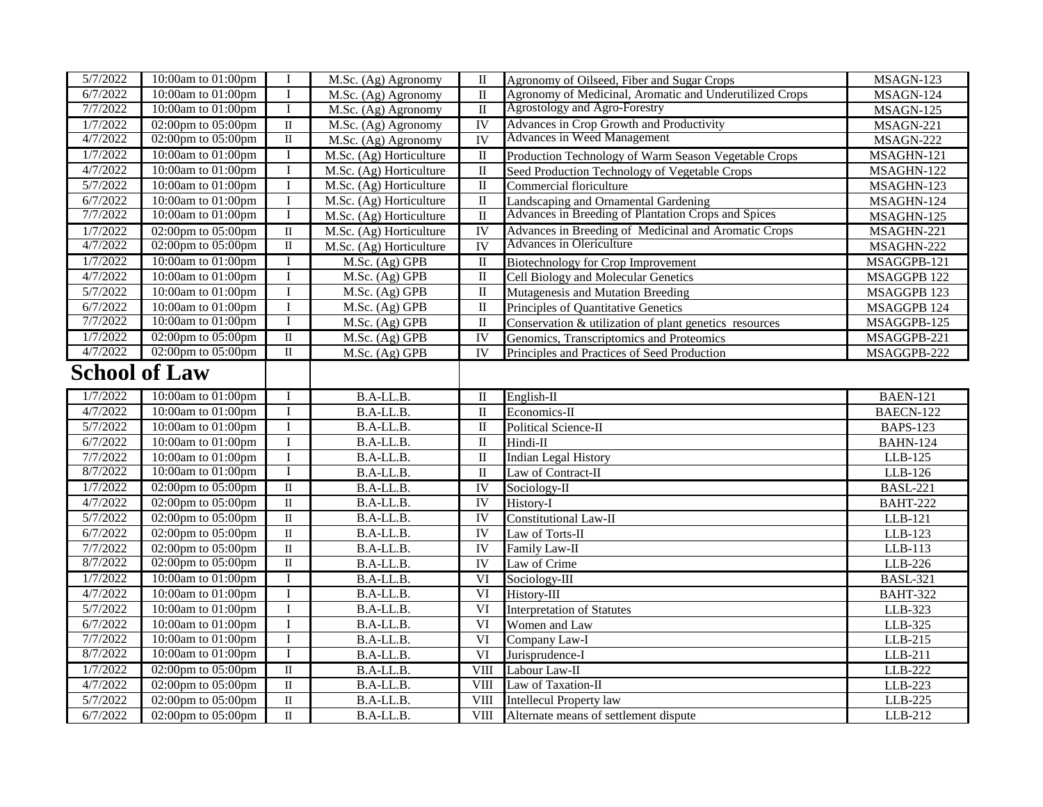| | | | | | | |
|---|---|---|---|---|---|---|
| 5/7/2022 | 10:00am to 01:00pm | I | M.Sc. (Ag) Agronomy | II | Agronomy of Oilseed, Fiber and Sugar Crops | MSAGN-123 |
| 6/7/2022 | 10:00am to 01:00pm | I | M.Sc. (Ag) Agronomy | II | Agronomy of Medicinal, Aromatic and Underutilized Crops | MSAGN-124 |
| 7/7/2022 | 10:00am to 01:00pm | I | M.Sc. (Ag) Agronomy | II | Agrostology and Agro-Forestry | MSAGN-125 |
| 1/7/2022 | 02:00pm to 05:00pm | II | M.Sc. (Ag) Agronomy | IV | Advances in Crop Growth and Productivity | MSAGN-221 |
| 4/7/2022 | 02:00pm to 05:00pm | II | M.Sc. (Ag) Agronomy | IV | Advances in Weed Management | MSAGN-222 |
| 1/7/2022 | 10:00am to 01:00pm | I | M.Sc. (Ag) Horticulture | II | Production Technology of Warm Season Vegetable Crops | MSAGHN-121 |
| 4/7/2022 | 10:00am to 01:00pm | I | M.Sc. (Ag) Horticulture | II | Seed Production Technology of Vegetable Crops | MSAGHN-122 |
| 5/7/2022 | 10:00am to 01:00pm | I | M.Sc. (Ag) Horticulture | II | Commercial floriculture | MSAGHN-123 |
| 6/7/2022 | 10:00am to 01:00pm | I | M.Sc. (Ag) Horticulture | II | Landscaping and Ornamental Gardening | MSAGHN-124 |
| 7/7/2022 | 10:00am to 01:00pm | I | M.Sc. (Ag) Horticulture | II | Advances in Breeding of Plantation Crops and Spices | MSAGHN-125 |
| 1/7/2022 | 02:00pm to 05:00pm | II | M.Sc. (Ag) Horticulture | IV | Advances in Breeding of Medicinal and Aromatic Crops | MSAGHN-221 |
| 4/7/2022 | 02:00pm to 05:00pm | II | M.Sc. (Ag) Horticulture | IV | Advances in Olericulture | MSAGHN-222 |
| 1/7/2022 | 10:00am to 01:00pm | I | M.Sc. (Ag) GPB | II | Biotechnology for Crop Improvement | MSAGGPB-121 |
| 4/7/2022 | 10:00am to 01:00pm | I | M.Sc. (Ag) GPB | II | Cell Biology and Molecular Genetics | MSAGGPB 122 |
| 5/7/2022 | 10:00am to 01:00pm | I | M.Sc. (Ag) GPB | II | Mutagenesis and Mutation Breeding | MSAGGPB 123 |
| 6/7/2022 | 10:00am to 01:00pm | I | M.Sc. (Ag) GPB | II | Principles of Quantitative Genetics | MSAGGPB 124 |
| 7/7/2022 | 10:00am to 01:00pm | I | M.Sc. (Ag) GPB | II | Conservation & utilization of plant genetics resources | MSAGGPB-125 |
| 1/7/2022 | 02:00pm to 05:00pm | II | M.Sc. (Ag) GPB | IV | Genomics, Transcriptomics and Proteomics | MSAGGPB-221 |
| 4/7/2022 | 02:00pm to 05:00pm | II | M.Sc. (Ag) GPB | IV | Principles and Practices of Seed Production | MSAGGPB-222 |

## School of Law

| | | | | | | |
|---|---|---|---|---|---|---|
| 1/7/2022 | 10:00am to 01:00pm | I | B.A-LL.B. | II | English-II | BAEN-121 |
| 4/7/2022 | 10:00am to 01:00pm | I | B.A-LL.B. | II | Economics-II | BAECN-122 |
| 5/7/2022 | 10:00am to 01:00pm | I | B.A-LL.B. | II | Political Science-II | BAPS-123 |
| 6/7/2022 | 10:00am to 01:00pm | I | B.A-LL.B. | II | Hindi-II | BAHN-124 |
| 7/7/2022 | 10:00am to 01:00pm | I | B.A-LL.B. | II | Indian Legal History | LLB-125 |
| 8/7/2022 | 10:00am to 01:00pm | I | B.A-LL.B. | II | Law of Contract-II | LLB-126 |
| 1/7/2022 | 02:00pm to 05:00pm | II | B.A-LL.B. | IV | Sociology-II | BASL-221 |
| 4/7/2022 | 02:00pm to 05:00pm | II | B.A-LL.B. | IV | History-I | BAHT-222 |
| 5/7/2022 | 02:00pm to 05:00pm | II | B.A-LL.B. | IV | Constitutional Law-II | LLB-121 |
| 6/7/2022 | 02:00pm to 05:00pm | II | B.A-LL.B. | IV | Law of Torts-II | LLB-123 |
| 7/7/2022 | 02:00pm to 05:00pm | II | B.A-LL.B. | IV | Family Law-II | LLB-113 |
| 8/7/2022 | 02:00pm to 05:00pm | II | B.A-LL.B. | IV | Law of Crime | LLB-226 |
| 1/7/2022 | 10:00am to 01:00pm | I | B.A-LL.B. | VI | Sociology-III | BASL-321 |
| 4/7/2022 | 10:00am to 01:00pm | I | B.A-LL.B. | VI | History-III | BAHT-322 |
| 5/7/2022 | 10:00am to 01:00pm | I | B.A-LL.B. | VI | Interpretation of Statutes | LLB-323 |
| 6/7/2022 | 10:00am to 01:00pm | I | B.A-LL.B. | VI | Women and Law | LLB-325 |
| 7/7/2022 | 10:00am to 01:00pm | I | B.A-LL.B. | VI | Company Law-I | LLB-215 |
| 8/7/2022 | 10:00am to 01:00pm | I | B.A-LL.B. | VI | Jurisprudence-I | LLB-211 |
| 1/7/2022 | 02:00pm to 05:00pm | II | B.A-LL.B. | VIII | Labour Law-II | LLB-222 |
| 4/7/2022 | 02:00pm to 05:00pm | II | B.A-LL.B. | VIII | Law of Taxation-II | LLB-223 |
| 5/7/2022 | 02:00pm to 05:00pm | II | B.A-LL.B. | VIII | Intellecul Property law | LLB-225 |
| 6/7/2022 | 02:00pm to 05:00pm | II | B.A-LL.B. | VIII | Alternate means of settlement dispute | LLB-212 |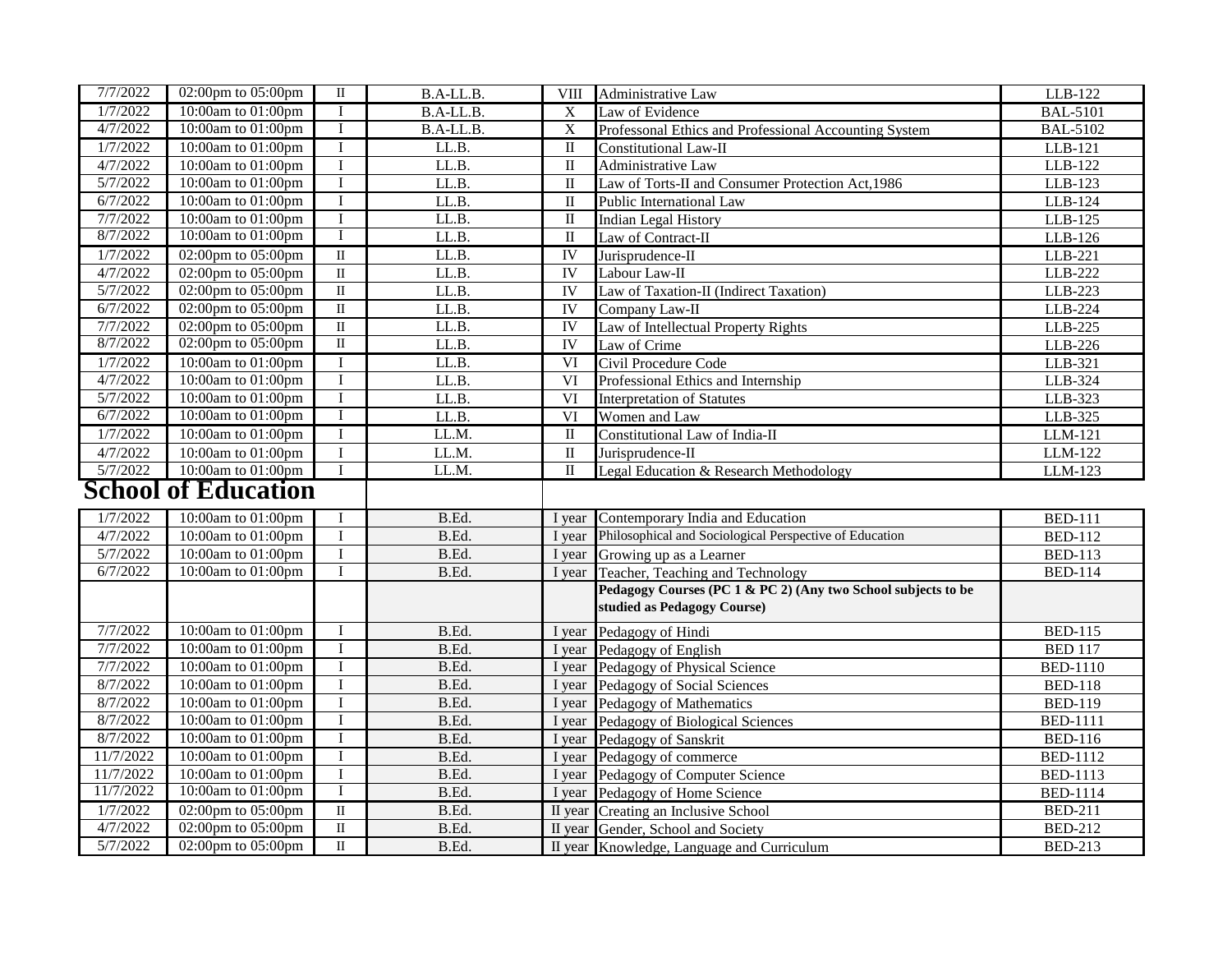| | | | | | | |
|---|---|---|---|---|---|---|
| 7/7/2022 | 02:00pm to 05:00pm | II | B.A-LL.B. | VIII | Administrative Law | LLB-122 |
| 1/7/2022 | 10:00am to 01:00pm | I | B.A-LL.B. | X | Law of Evidence | BAL-5101 |
| 4/7/2022 | 10:00am to 01:00pm | I | B.A-LL.B. | X | Professonal Ethics and Professional Accounting System | BAL-5102 |
| 1/7/2022 | 10:00am to 01:00pm | I | LL.B. | II | Constitutional Law-II | LLB-121 |
| 4/7/2022 | 10:00am to 01:00pm | I | LL.B. | II | Administrative Law | LLB-122 |
| 5/7/2022 | 10:00am to 01:00pm | I | LL.B. | II | Law of Torts-II and Consumer Protection Act,1986 | LLB-123 |
| 6/7/2022 | 10:00am to 01:00pm | I | LL.B. | II | Public International Law | LLB-124 |
| 7/7/2022 | 10:00am to 01:00pm | I | LL.B. | II | Indian Legal History | LLB-125 |
| 8/7/2022 | 10:00am to 01:00pm | I | LL.B. | II | Law of Contract-II | LLB-126 |
| 1/7/2022 | 02:00pm to 05:00pm | II | LL.B. | IV | Jurisprudence-II | LLB-221 |
| 4/7/2022 | 02:00pm to 05:00pm | II | LL.B. | IV | Labour Law-II | LLB-222 |
| 5/7/2022 | 02:00pm to 05:00pm | II | LL.B. | IV | Law of Taxation-II (Indirect Taxation) | LLB-223 |
| 6/7/2022 | 02:00pm to 05:00pm | II | LL.B. | IV | Company Law-II | LLB-224 |
| 7/7/2022 | 02:00pm to 05:00pm | II | LL.B. | IV | Law of Intellectual Property Rights | LLB-225 |
| 8/7/2022 | 02:00pm to 05:00pm | II | LL.B. | IV | Law of Crime | LLB-226 |
| 1/7/2022 | 10:00am to 01:00pm | I | LL.B. | VI | Civil Procedure Code | LLB-321 |
| 4/7/2022 | 10:00am to 01:00pm | I | LL.B. | VI | Professional Ethics and Internship | LLB-324 |
| 5/7/2022 | 10:00am to 01:00pm | I | LL.B. | VI | Interpretation of Statutes | LLB-323 |
| 6/7/2022 | 10:00am to 01:00pm | I | LL.B. | VI | Women and Law | LLB-325 |
| 1/7/2022 | 10:00am to 01:00pm | I | LL.M. | II | Constitutional Law of India-II | LLM-121 |
| 4/7/2022 | 10:00am to 01:00pm | I | LL.M. | II | Jurisprudence-II | LLM-122 |
| 5/7/2022 | 10:00am to 01:00pm | I | LL.M. | II | Legal Education & Research Methodology | LLM-123 |

## School of Education

| | | | | | | |
|---|---|---|---|---|---|---|
| 1/7/2022 | 10:00am to 01:00pm | I | B.Ed. | I year | Contemporary India and Education | BED-111 |
| 4/7/2022 | 10:00am to 01:00pm | I | B.Ed. | I year | Philosophical and Sociological Perspective of Education | BED-112 |
| 5/7/2022 | 10:00am to 01:00pm | I | B.Ed. | I year | Growing up as a Learner | BED-113 |
| 6/7/2022 | 10:00am to 01:00pm | I | B.Ed. | I year | Teacher, Teaching and Technology | BED-114 |
| | | | | | **Pedagogy Courses (PC 1 & PC 2) (Any two School subjects to be studied as Pedagogy Course)** | |
| 7/7/2022 | 10:00am to 01:00pm | I | B.Ed. | I year | Pedagogy of Hindi | BED-115 |
| 7/7/2022 | 10:00am to 01:00pm | I | B.Ed. | I year | Pedagogy of English | BED 117 |
| 7/7/2022 | 10:00am to 01:00pm | I | B.Ed. | I year | Pedagogy of Physical Science | BED-1110 |
| 8/7/2022 | 10:00am to 01:00pm | I | B.Ed. | I year | Pedagogy of Social Sciences | BED-118 |
| 8/7/2022 | 10:00am to 01:00pm | I | B.Ed. | I year | Pedagogy of Mathematics | BED-119 |
| 8/7/2022 | 10:00am to 01:00pm | I | B.Ed. | I year | Pedagogy of Biological Sciences | BED-1111 |
| 8/7/2022 | 10:00am to 01:00pm | I | B.Ed. | I year | Pedagogy of Sanskrit | BED-116 |
| 11/7/2022 | 10:00am to 01:00pm | I | B.Ed. | I year | Pedagogy of commerce | BED-1112 |
| 11/7/2022 | 10:00am to 01:00pm | I | B.Ed. | I year | Pedagogy of Computer Science | BED-1113 |
| 11/7/2022 | 10:00am to 01:00pm | I | B.Ed. | I year | Pedagogy of Home Science | BED-1114 |
| 1/7/2022 | 02:00pm to 05:00pm | II | B.Ed. | II year | Creating an Inclusive School | BED-211 |
| 4/7/2022 | 02:00pm to 05:00pm | II | B.Ed. | II year | Gender, School and Society | BED-212 |
| 5/7/2022 | 02:00pm to 05:00pm | II | B.Ed. | II year | Knowledge, Language and Curriculum | BED-213 |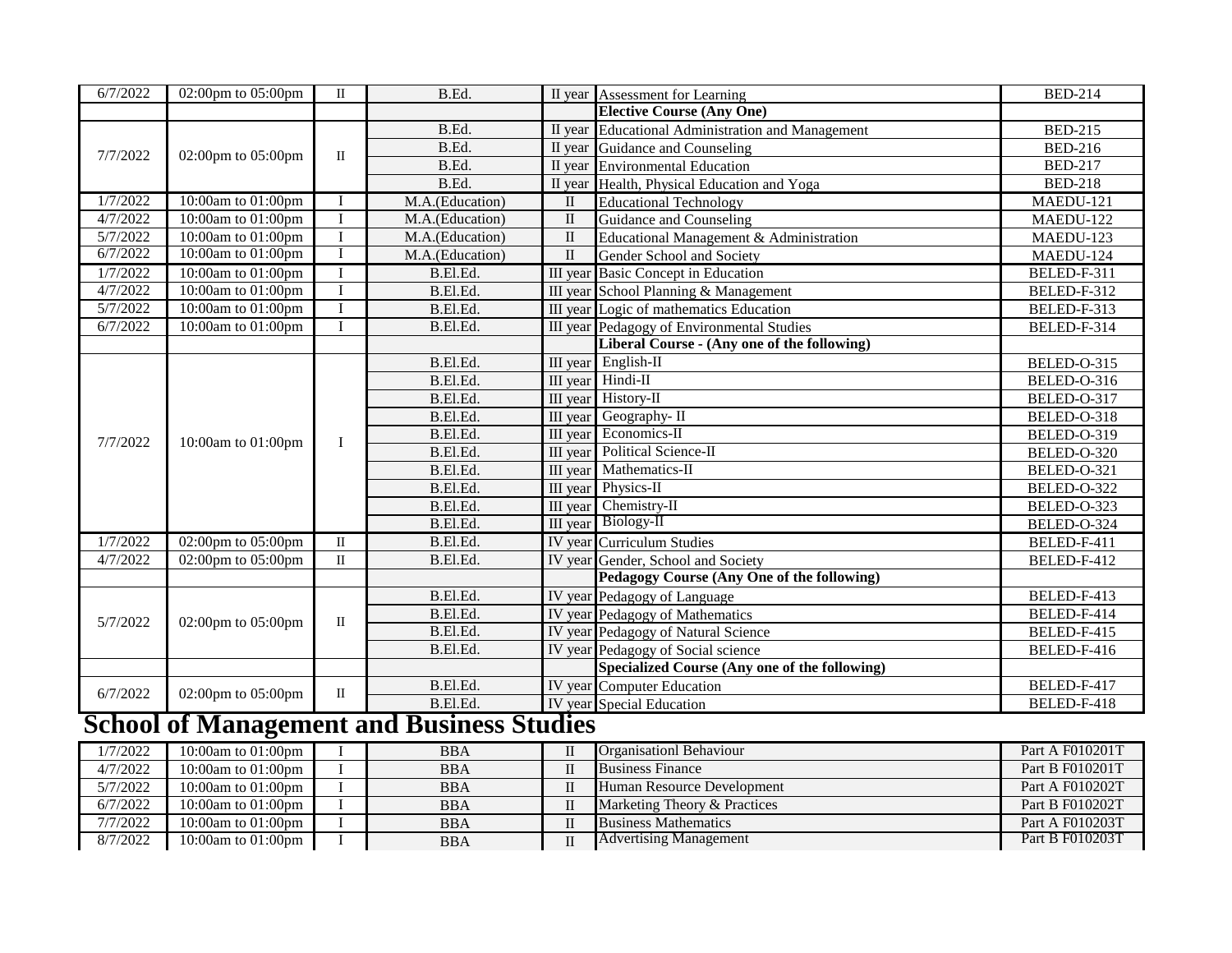| | | | | | | |
|---|---|---|---|---|---|---|
| 6/7/2022 | 02:00pm to 05:00pm | II | B.Ed. | II year | Assessment for Learning | BED-214 |
| | | | | | **Elective Course (Any One)** | |
| 7/7/2022 | 02:00pm to 05:00pm | II | B.Ed. | II year | Educational Administration and Management | BED-215 |
| | | | B.Ed. | II year | Guidance and Counseling | BED-216 |
| | | | B.Ed. | II year | Environmental Education | BED-217 |
| | | | B.Ed. | II year | Health, Physical Education and Yoga | BED-218 |
| 1/7/2022 | 10:00am to 01:00pm | I | M.A.(Education) | II | Educational Technology | MAEDU-121 |
| 4/7/2022 | 10:00am to 01:00pm | I | M.A.(Education) | II | Guidance and Counseling | MAEDU-122 |
| 5/7/2022 | 10:00am to 01:00pm | I | M.A.(Education) | II | Educational Management & Administration | MAEDU-123 |
| 6/7/2022 | 10:00am to 01:00pm | I | M.A.(Education) | II | Gender School and Society | MAEDU-124 |
| 1/7/2022 | 10:00am to 01:00pm | I | B.El.Ed. | III year | Basic Concept in Education | BELED-F-311 |
| 4/7/2022 | 10:00am to 01:00pm | I | B.El.Ed. | III year | School Planning & Management | BELED-F-312 |
| 5/7/2022 | 10:00am to 01:00pm | I | B.El.Ed. | III year | Logic of mathematics Education | BELED-F-313 |
| 6/7/2022 | 10:00am to 01:00pm | I | B.El.Ed. | III year | Pedagogy of Environmental Studies | BELED-F-314 |
| | | | | | **Liberal Course - (Any one of the following)** | |
| 7/7/2022 | 10:00am to 01:00pm | I | B.El.Ed. | III year | English-II | BELED-O-315 |
| | | | B.El.Ed. | III year | Hindi-II | BELED-O-316 |
| | | | B.El.Ed. | III year | History-II | BELED-O-317 |
| | | | B.El.Ed. | III year | Geography- II | BELED-O-318 |
| | | | B.El.Ed. | III year | Economics-II | BELED-O-319 |
| | | | B.El.Ed. | III year | Political Science-II | BELED-O-320 |
| | | | B.El.Ed. | III year | Mathematics-II | BELED-O-321 |
| | | | B.El.Ed. | III year | Physics-II | BELED-O-322 |
| | | | B.El.Ed. | III year | Chemistry-II | BELED-O-323 |
| | | | B.El.Ed. | III year | Biology-II | BELED-O-324 |
| 1/7/2022 | 02:00pm to 05:00pm | II | B.El.Ed. | IV year | Curriculum Studies | BELED-F-411 |
| 4/7/2022 | 02:00pm to 05:00pm | II | B.El.Ed. | IV year | Gender, School and Society | BELED-F-412 |
| | | | | | **Pedagogy Course (Any One of the following)** | |
| 5/7/2022 | 02:00pm to 05:00pm | II | B.El.Ed. | IV year | Pedagogy of Language | BELED-F-413 |
| | | | B.El.Ed. | IV year | Pedagogy of Mathematics | BELED-F-414 |
| | | | B.El.Ed. | IV year | Pedagogy of Natural Science | BELED-F-415 |
| | | | B.El.Ed. | IV year | Pedagogy of Social science | BELED-F-416 |
| | | | | | **Specialized Course (Any one of the following)** | |
| 6/7/2022 | 02:00pm to 05:00pm | II | B.El.Ed. | IV year | Computer Education | BELED-F-417 |
| | | | B.El.Ed. | IV year | Special Education | BELED-F-418 |

# School of Management and Business Studies

| | | | | | | |
|---|---|---|---|---|---|---|
| 1/7/2022 | 10:00am to 01:00pm | I | BBA | II | Organisationl Behaviour | Part A F010201T |
| 4/7/2022 | 10:00am to 01:00pm | I | BBA | II | Business Finance | Part B F010201T |
| 5/7/2022 | 10:00am to 01:00pm | I | BBA | II | Human Resource Development | Part A F010202T |
| 6/7/2022 | 10:00am to 01:00pm | I | BBA | II | Marketing Theory & Practices | Part B F010202T |
| 7/7/2022 | 10:00am to 01:00pm | I | BBA | II | Business Mathematics | Part A F010203T |
| 8/7/2022 | 10:00am to 01:00pm | I | BBA | II | Advertising Management | Part B F010203T |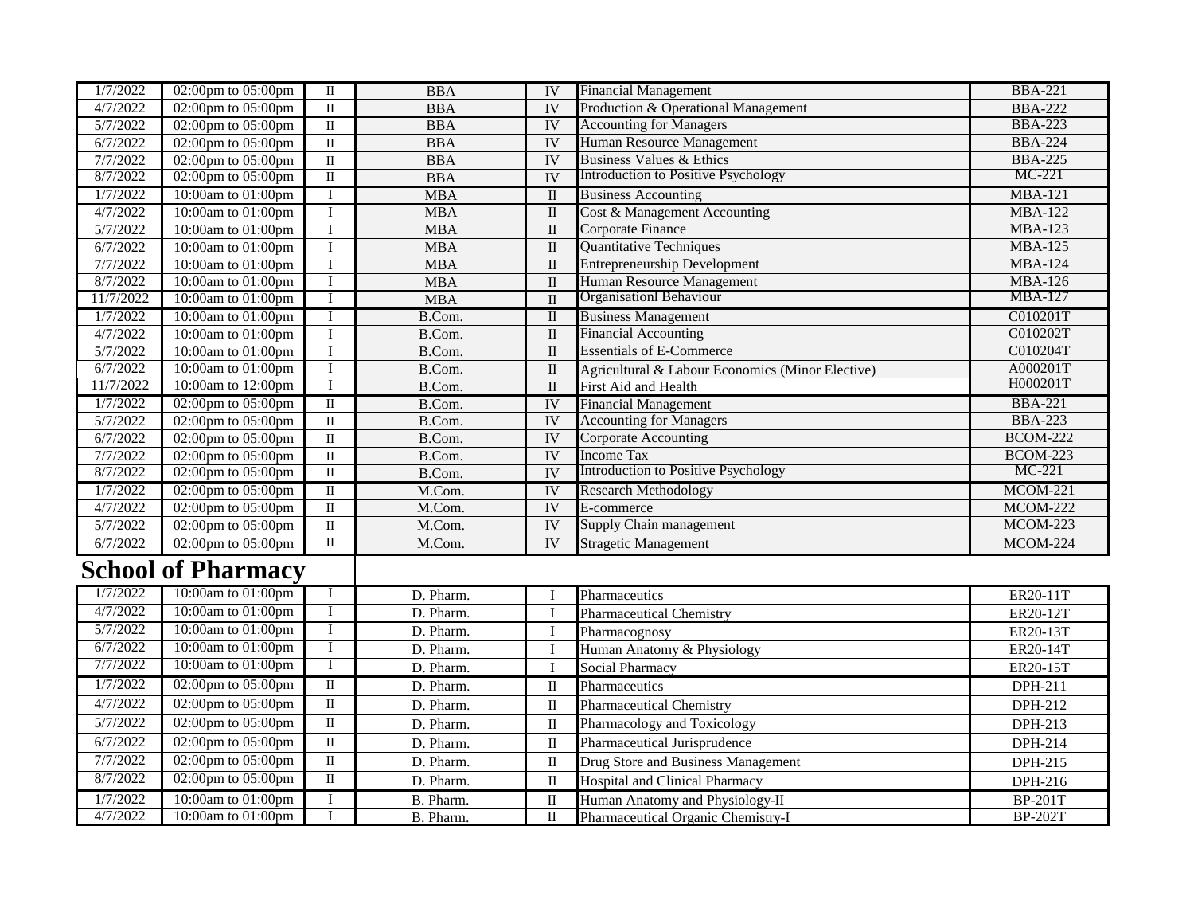| | | | | | | |
|---|---|---|---|---|---|---|
| 1/7/2022 | 02:00pm to 05:00pm | II | BBA | IV | Financial Management | BBA-221 |
| 4/7/2022 | 02:00pm to 05:00pm | II | BBA | IV | Production & Operational Management | BBA-222 |
| 5/7/2022 | 02:00pm to 05:00pm | II | BBA | IV | Accounting for Managers | BBA-223 |
| 6/7/2022 | 02:00pm to 05:00pm | II | BBA | IV | Human Resource Management | BBA-224 |
| 7/7/2022 | 02:00pm to 05:00pm | II | BBA | IV | Business Values & Ethics | BBA-225 |
| 8/7/2022 | 02:00pm to 05:00pm | II | BBA | IV | Introduction to Positive Psychology | MC-221 |
| 1/7/2022 | 10:00am to 01:00pm | I | MBA | II | Business Accounting | MBA-121 |
| 4/7/2022 | 10:00am to 01:00pm | I | MBA | II | Cost & Management Accounting | MBA-122 |
| 5/7/2022 | 10:00am to 01:00pm | I | MBA | II | Corporate Finance | MBA-123 |
| 6/7/2022 | 10:00am to 01:00pm | I | MBA | II | Quantitative Techniques | MBA-125 |
| 7/7/2022 | 10:00am to 01:00pm | I | MBA | II | Entrepreneurship Development | MBA-124 |
| 8/7/2022 | 10:00am to 01:00pm | I | MBA | II | Human Resource Management | MBA-126 |
| 11/7/2022 | 10:00am to 01:00pm | I | MBA | II | Organisationl Behaviour | MBA-127 |
| 1/7/2022 | 10:00am to 01:00pm | I | B.Com. | II | Business Management | C010201T |
| 4/7/2022 | 10:00am to 01:00pm | I | B.Com. | II | Financial Accounting | C010202T |
| 5/7/2022 | 10:00am to 01:00pm | I | B.Com. | II | Essentials of E-Commerce | C010204T |
| 6/7/2022 | 10:00am to 01:00pm | I | B.Com. | II | Agricultural & Labour Economics (Minor Elective) | A000201T |
| 11/7/2022 | 10:00am to 12:00pm | I | B.Com. | II | First Aid and Health | H000201T |
| 1/7/2022 | 02:00pm to 05:00pm | II | B.Com. | IV | Financial Management | BBA-221 |
| 5/7/2022 | 02:00pm to 05:00pm | II | B.Com. | IV | Accounting for Managers | BBA-223 |
| 6/7/2022 | 02:00pm to 05:00pm | II | B.Com. | IV | Corporate Accounting | BCOM-222 |
| 7/7/2022 | 02:00pm to 05:00pm | II | B.Com. | IV | Income Tax | BCOM-223 |
| 8/7/2022 | 02:00pm to 05:00pm | II | B.Com. | IV | Introduction to Positive Psychology | MC-221 |
| 1/7/2022 | 02:00pm to 05:00pm | II | M.Com. | IV | Research Methodology | MCOM-221 |
| 4/7/2022 | 02:00pm to 05:00pm | II | M.Com. | IV | E-commerce | MCOM-222 |
| 5/7/2022 | 02:00pm to 05:00pm | II | M.Com. | IV | Supply Chain management | MCOM-223 |
| 6/7/2022 | 02:00pm to 05:00pm | II | M.Com. | IV | Stragetic Management | MCOM-224 |

## School of Pharmacy

| | | | | | | |
|---|---|---|---|---|---|---|
| 1/7/2022 | 10:00am to 01:00pm | I | D. Pharm. | I | Pharmaceutics | ER20-11T |
| 4/7/2022 | 10:00am to 01:00pm | I | D. Pharm. | I | Pharmaceutical Chemistry | ER20-12T |
| 5/7/2022 | 10:00am to 01:00pm | I | D. Pharm. | I | Pharmacognosy | ER20-13T |
| 6/7/2022 | 10:00am to 01:00pm | I | D. Pharm. | I | Human Anatomy & Physiology | ER20-14T |
| 7/7/2022 | 10:00am to 01:00pm | I | D. Pharm. | I | Social Pharmacy | ER20-15T |
| 1/7/2022 | 02:00pm to 05:00pm | II | D. Pharm. | II | Pharmaceutics | DPH-211 |
| 4/7/2022 | 02:00pm to 05:00pm | II | D. Pharm. | II | Pharmaceutical Chemistry | DPH-212 |
| 5/7/2022 | 02:00pm to 05:00pm | II | D. Pharm. | II | Pharmacology and Toxicology | DPH-213 |
| 6/7/2022 | 02:00pm to 05:00pm | II | D. Pharm. | II | Pharmaceutical Jurisprudence | DPH-214 |
| 7/7/2022 | 02:00pm to 05:00pm | II | D. Pharm. | II | Drug Store and Business Management | DPH-215 |
| 8/7/2022 | 02:00pm to 05:00pm | II | D. Pharm. | II | Hospital and Clinical Pharmacy | DPH-216 |
| 1/7/2022 | 10:00am to 01:00pm | I | B. Pharm. | II | Human Anatomy and Physiology-II | BP-201T |
| 4/7/2022 | 10:00am to 01:00pm | I | B. Pharm. | II | Pharmaceutical Organic Chemistry-I | BP-202T |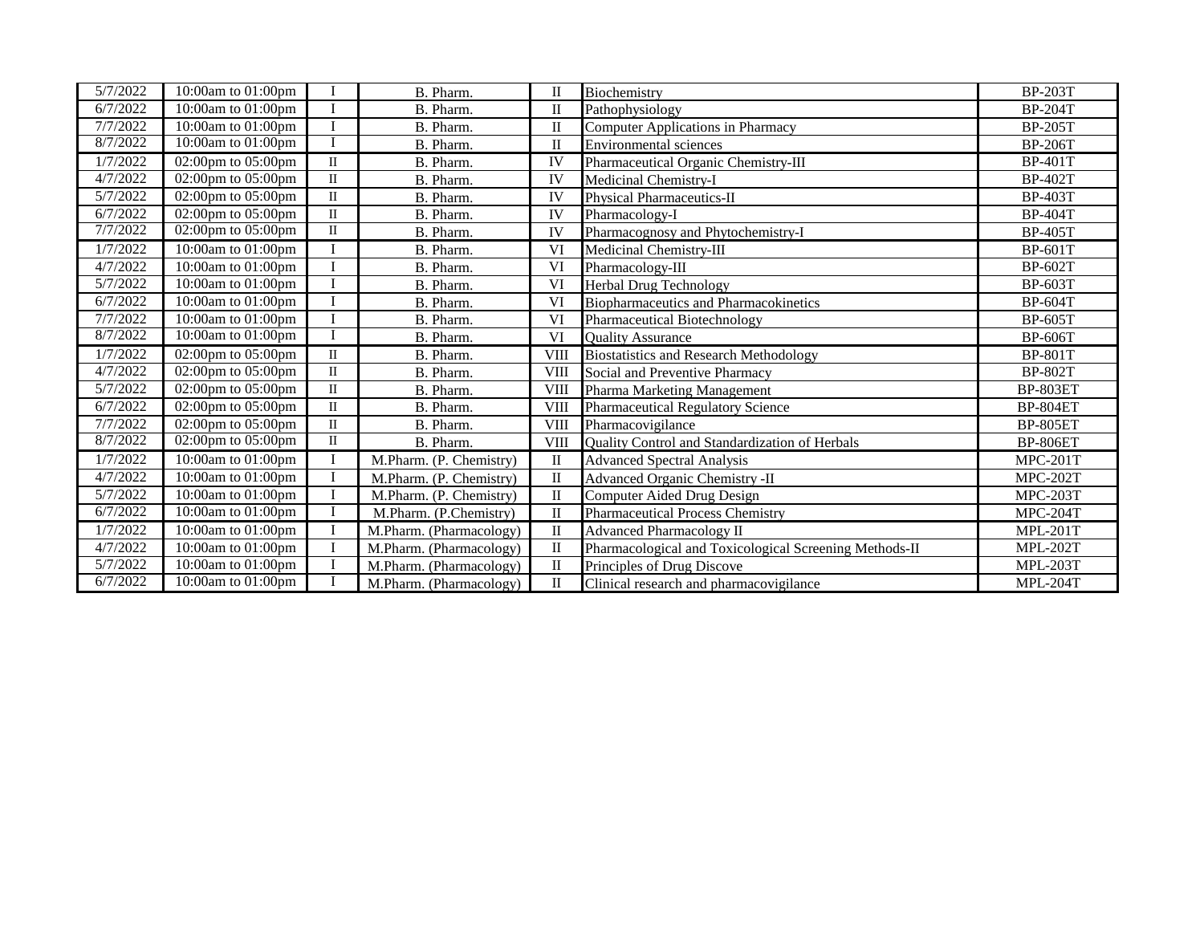| | | | | | | |
|---|---|---|---|---|---|---|
| 5/7/2022 | 10:00am to 01:00pm | I | B. Pharm. | II | Biochemistry | BP-203T |
| 6/7/2022 | 10:00am to 01:00pm | I | B. Pharm. | II | Pathophysiology | BP-204T |
| 7/7/2022 | 10:00am to 01:00pm | I | B. Pharm. | II | Computer Applications in Pharmacy | BP-205T |
| 8/7/2022 | 10:00am to 01:00pm | I | B. Pharm. | II | Environmental sciences | BP-206T |
| 1/7/2022 | 02:00pm to 05:00pm | II | B. Pharm. | IV | Pharmaceutical Organic Chemistry-III | BP-401T |
| 4/7/2022 | 02:00pm to 05:00pm | II | B. Pharm. | IV | Medicinal Chemistry-I | BP-402T |
| 5/7/2022 | 02:00pm to 05:00pm | II | B. Pharm. | IV | Physical Pharmaceutics-II | BP-403T |
| 6/7/2022 | 02:00pm to 05:00pm | II | B. Pharm. | IV | Pharmacology-I | BP-404T |
| 7/7/2022 | 02:00pm to 05:00pm | II | B. Pharm. | IV | Pharmacognosy and Phytochemistry-I | BP-405T |
| 1/7/2022 | 10:00am to 01:00pm | I | B. Pharm. | VI | Medicinal Chemistry-III | BP-601T |
| 4/7/2022 | 10:00am to 01:00pm | I | B. Pharm. | VI | Pharmacology-III | BP-602T |
| 5/7/2022 | 10:00am to 01:00pm | I | B. Pharm. | VI | Herbal Drug Technology | BP-603T |
| 6/7/2022 | 10:00am to 01:00pm | I | B. Pharm. | VI | Biopharmaceutics and Pharmacokinetics | BP-604T |
| 7/7/2022 | 10:00am to 01:00pm | I | B. Pharm. | VI | Pharmaceutical Biotechnology | BP-605T |
| 8/7/2022 | 10:00am to 01:00pm | I | B. Pharm. | VI | Quality Assurance | BP-606T |
| 1/7/2022 | 02:00pm to 05:00pm | II | B. Pharm. | VIII | Biostatistics and Research Methodology | BP-801T |
| 4/7/2022 | 02:00pm to 05:00pm | II | B. Pharm. | VIII | Social and Preventive Pharmacy | BP-802T |
| 5/7/2022 | 02:00pm to 05:00pm | II | B. Pharm. | VIII | Pharma Marketing Management | BP-803ET |
| 6/7/2022 | 02:00pm to 05:00pm | II | B. Pharm. | VIII | Pharmaceutical Regulatory Science | BP-804ET |
| 7/7/2022 | 02:00pm to 05:00pm | II | B. Pharm. | VIII | Pharmacovigilance | BP-805ET |
| 8/7/2022 | 02:00pm to 05:00pm | II | B. Pharm. | VIII | Quality Control and Standardization of Herbals | BP-806ET |
| 1/7/2022 | 10:00am to 01:00pm | I | M.Pharm. (P. Chemistry) | II | Advanced Spectral Analysis | MPC-201T |
| 4/7/2022 | 10:00am to 01:00pm | I | M.Pharm. (P. Chemistry) | II | Advanced Organic Chemistry -II | MPC-202T |
| 5/7/2022 | 10:00am to 01:00pm | I | M.Pharm. (P. Chemistry) | II | Computer Aided Drug Design | MPC-203T |
| 6/7/2022 | 10:00am to 01:00pm | I | M.Pharm. (P.Chemistry) | II | Pharmaceutical Process Chemistry | MPC-204T |
| 1/7/2022 | 10:00am to 01:00pm | I | M.Pharm. (Pharmacology) | II | Advanced Pharmacology II | MPL-201T |
| 4/7/2022 | 10:00am to 01:00pm | I | M.Pharm. (Pharmacology) | II | Pharmacological and Toxicological Screening Methods-II | MPL-202T |
| 5/7/2022 | 10:00am to 01:00pm | I | M.Pharm. (Pharmacology) | II | Principles of Drug Discove | MPL-203T |
| 6/7/2022 | 10:00am to 01:00pm | I | M.Pharm. (Pharmacology) | II | Clinical research and pharmacovigilance | MPL-204T |